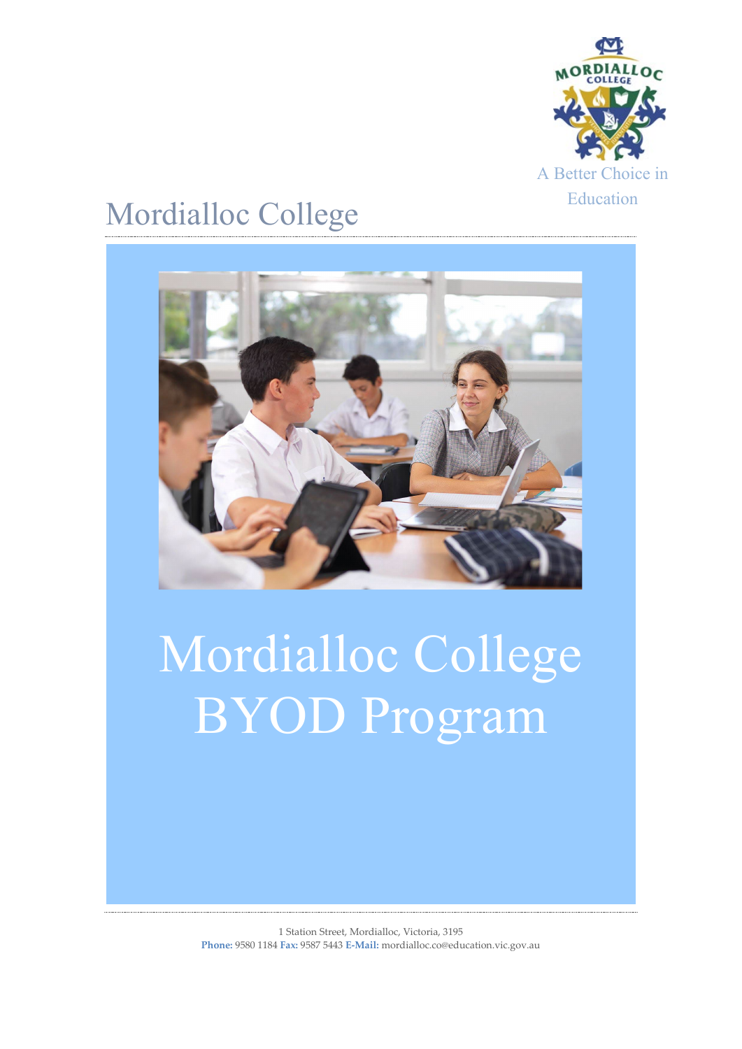A Better Choice in Education

# Mordialloc College

# Mordialloc College BYOD Program

1 Station Street, Mordialloc, Victoria, 3195

**Phone:** 9580 1184 **Fax:** 9587 5443 **E-Mail:** mordialloc.co@education.vic.gov.au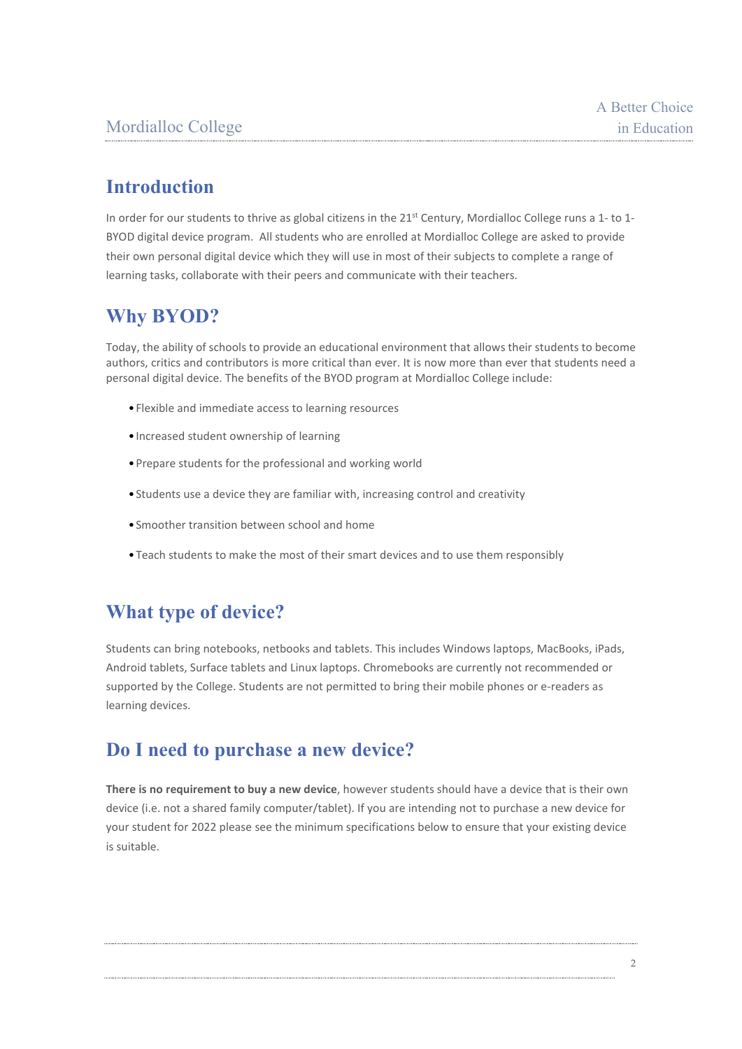## Introduction

In order for our students to thrive as global citizens in the 21st Century, Mordialloc College runs a 1- to 1-BYOD digital device program. All students who are enrolled at Mordialloc College are asked to provide their own personal digital device which they will use in most of their subjects to complete a range of learning tasks, collaborate with their peers and communicate with their teachers.

## Why BYOD?

Today, the ability of schools to provide an educational environment that allows their students to become authors, critics and contributors is more critical than ever. It is now more than ever that students need a personal digital device. The benefits of the BYOD program at Mordialloc College include:

- Flexible and immediate access to learning resources
- Increased student ownership of learning
- Prepare students for the professional and working world
- Students use a device they are familiar with, increasing control and creativity
- Smoother transition between school and home
- Teach students to make the most of their smart devices and to use them responsibly

## What type of device?

Students can bring notebooks, netbooks and tablets. This includes Windows laptops, MacBooks, iPads, Android tablets, Surface tablets and Linux laptops. Chromebooks are currently not recommended or supported by the College. Students are not permitted to bring their mobile phones or e-readers as learning devices.

## Do I need to purchase a new device?

**There is no requirement to buy a new device**, however students should have a device that is their own device (i.e. not a shared family computer/tablet). If you are intending not to purchase a new device for your student for 2022 please see the minimum specifications below to ensure that your existing device is suitable.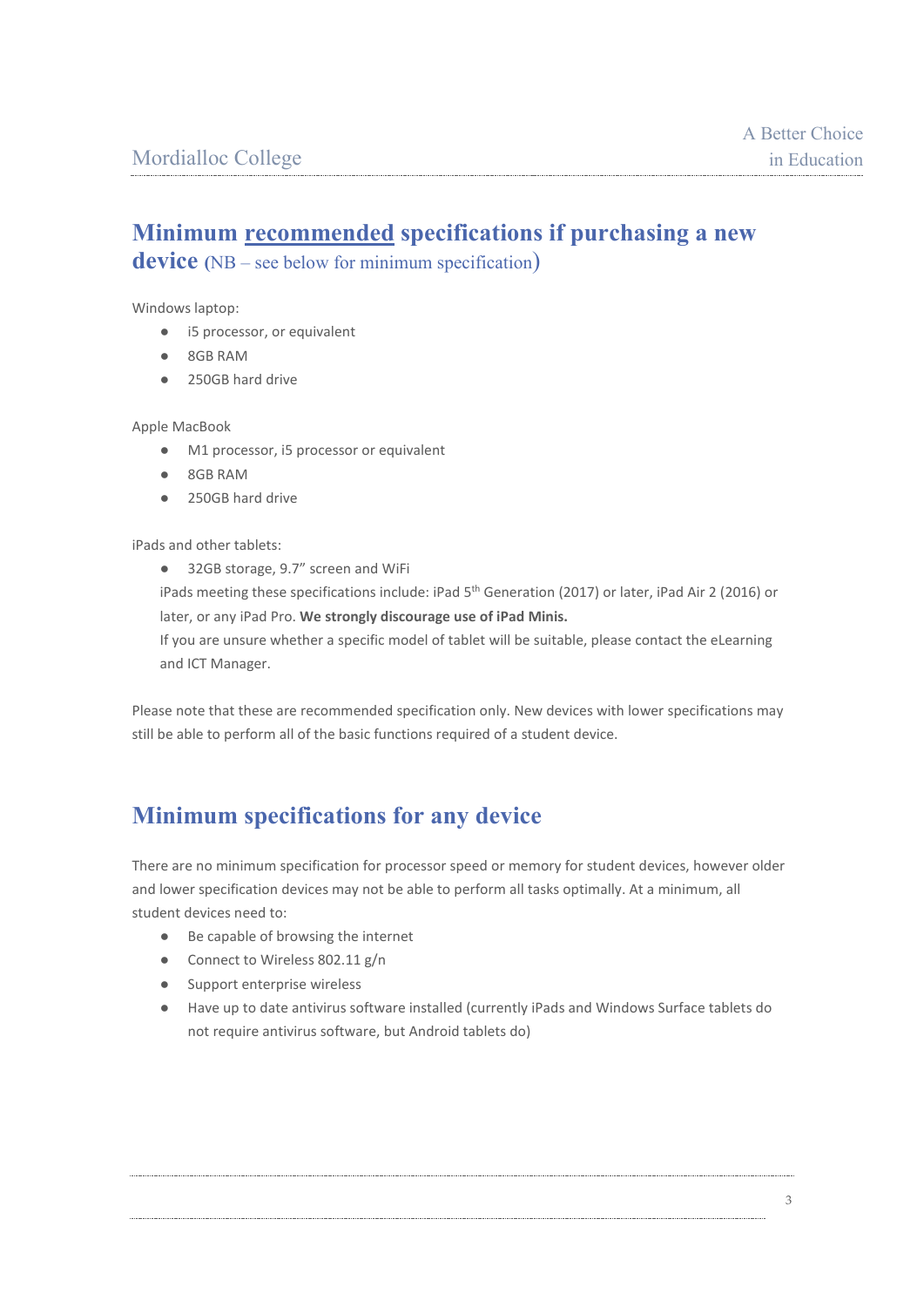## Minimum <u>recommended</u> specifications if purchasing a new device (NB – see below for minimum specification)

Windows laptop:

- i5 processor, or equivalent
- 8GB RAM
- 250GB hard drive

Apple MacBook

- M1 processor, i5 processor or equivalent
- 8GB RAM
- 250GB hard drive

iPads and other tablets:

- 32GB storage, 9.7" screen and WiFi

iPads meeting these specifications include: iPad 5th Generation (2017) or later, iPad Air 2 (2016) or later, or any iPad Pro. **We strongly discourage use of iPad Minis.**

If you are unsure whether a specific model of tablet will be suitable, please contact the eLearning and ICT Manager.

Please note that these are recommended specification only. New devices with lower specifications may still be able to perform all of the basic functions required of a student device.

## Minimum specifications for any device

There are no minimum specification for processor speed or memory for student devices, however older and lower specification devices may not be able to perform all tasks optimally. At a minimum, all student devices need to:

- Be capable of browsing the internet
- Connect to Wireless 802.11 g/n
- Support enterprise wireless
- Have up to date antivirus software installed (currently iPads and Windows Surface tablets do not require antivirus software, but Android tablets do)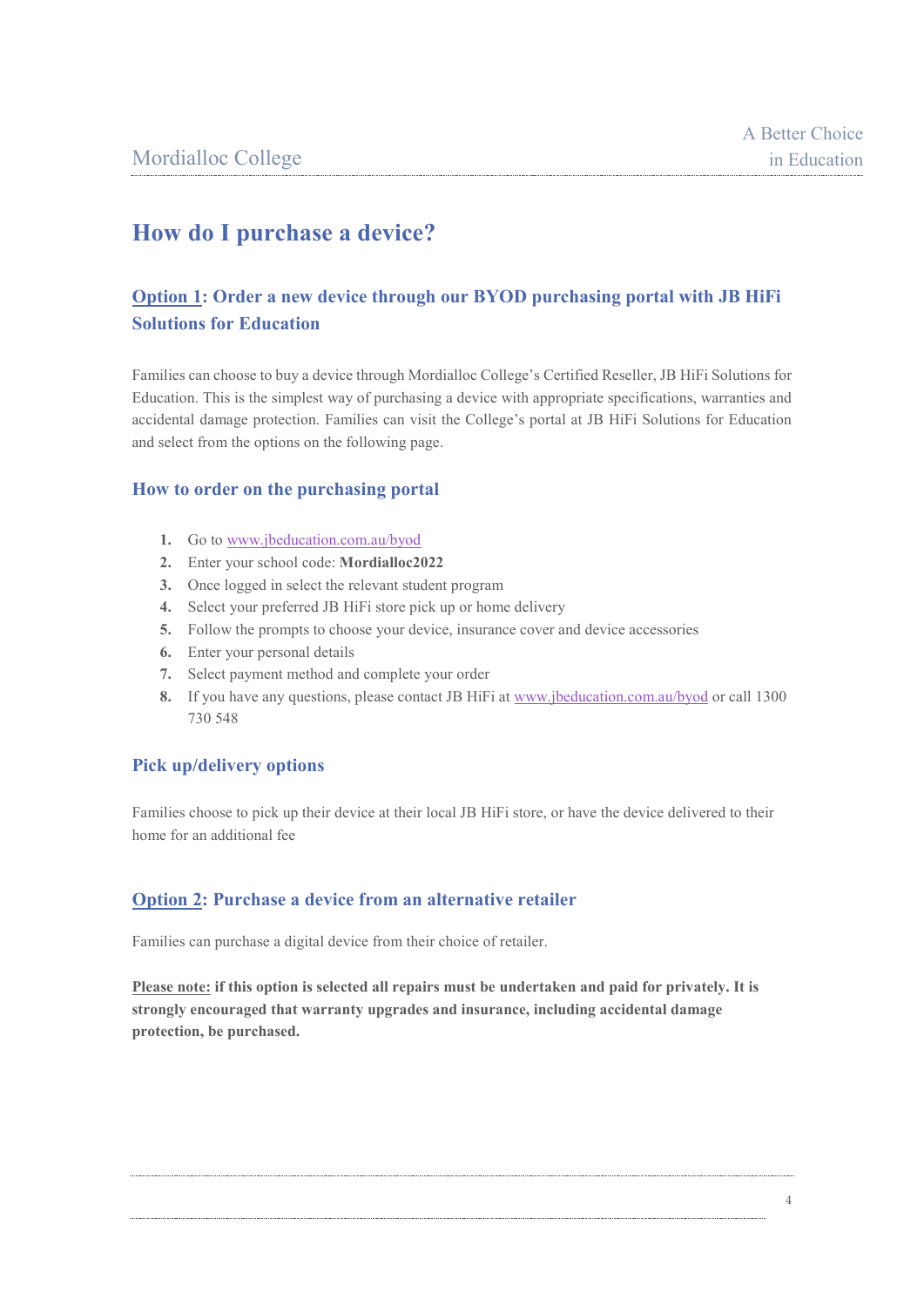# How do I purchase a device?

## Option 1: Order a new device through our BYOD purchasing portal with JB HiFi Solutions for Education

Families can choose to buy a device through Mordialloc College's Certified Reseller, JB HiFi Solutions for Education. This is the simplest way of purchasing a device with appropriate specifications, warranties and accidental damage protection. Families can visit the College's portal at JB HiFi Solutions for Education and select from the options on the following page.

### How to order on the purchasing portal

1. Go to www.jbeducation.com.au/byod
2. Enter your school code: **Mordialloc2022**
3. Once logged in select the relevant student program
4. Select your preferred JB HiFi store pick up or home delivery
5. Follow the prompts to choose your device, insurance cover and device accessories
6. Enter your personal details
7. Select payment method and complete your order
8. If you have any questions, please contact JB HiFi at www.jbeducation.com.au/byod or call 1300 730 548

### Pick up/delivery options

Families choose to pick up their device at their local JB HiFi store, or have the device delivered to their home for an additional fee

## Option 2: Purchase a device from an alternative retailer

Families can purchase a digital device from their choice of retailer.

**Please note: if this option is selected all repairs must be undertaken and paid for privately. It is strongly encouraged that warranty upgrades and insurance, including accidental damage protection, be purchased.**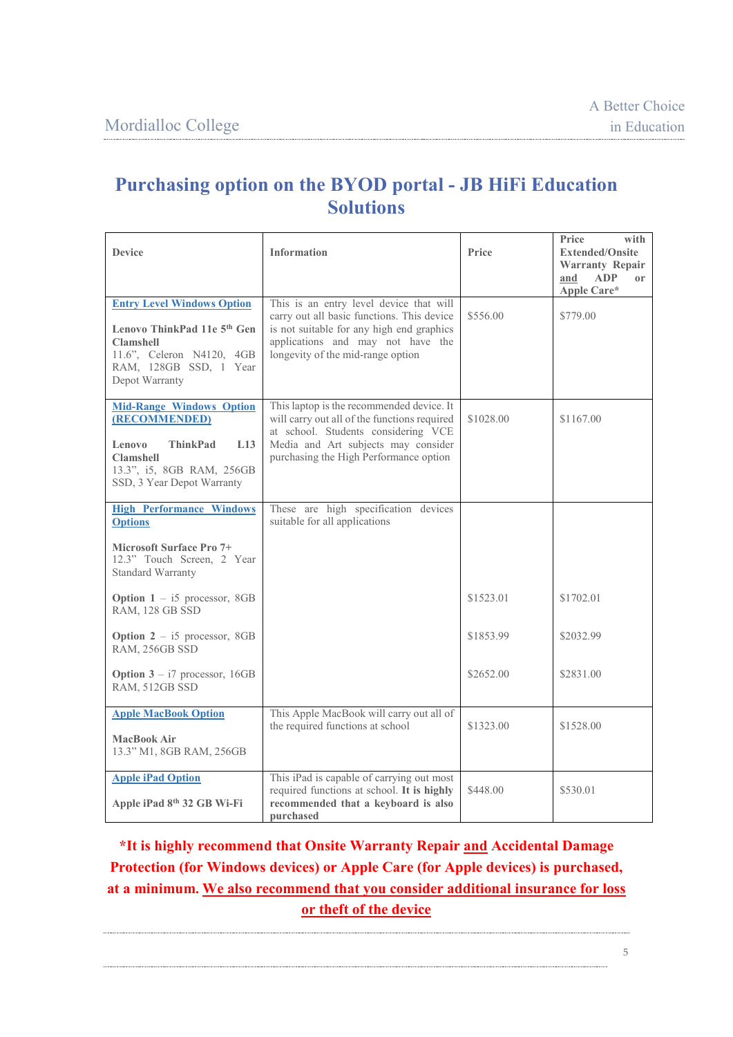# Purchasing option on the BYOD portal - JB HiFi Education Solutions

| Device | Information | Price | Price with Extended/Onsite Warranty Repair **and** ADP or Apple Care* |
|---|---|---|---|
| **Entry Level Windows Option**<br><br>**Lenovo ThinkPad 11e 5th Gen Clamshell**<br>11.6", Celeron N4120, 4GB RAM, 128GB SSD, 1 Year Depot Warranty | This is an entry level device that will carry out all basic functions. This device is not suitable for any high end graphics applications and may not have the longevity of the mid-range option | $556.00 | $779.00 |
| **Mid-Range Windows Option (RECOMMENDED)**<br><br>**Lenovo ThinkPad L13 Clamshell**<br>13.3", i5, 8GB RAM, 256GB SSD, 3 Year Depot Warranty | This laptop is the recommended device. It will carry out all of the functions required at school. Students considering VCE Media and Art subjects may consider purchasing the High Performance option | $1028.00 | $1167.00 |
| **High Performance Windows Options**<br><br>**Microsoft Surface Pro 7+**<br>12.3" Touch Screen, 2 Year Standard Warranty | These are high specification devices suitable for all applications | | |
| **Option 1** – i5 processor, 8GB RAM, 128 GB SSD | | $1523.01 | $1702.01 |
| **Option 2** – i5 processor, 8GB RAM, 256GB SSD | | $1853.99 | $2032.99 |
| **Option 3** – i7 processor, 16GB RAM, 512GB SSD | | $2652.00 | $2831.00 |
| **Apple MacBook Option**<br><br>**MacBook Air**<br>13.3" M1, 8GB RAM, 256GB | This Apple MacBook will carry out all of the required functions at school | $1323.00 | $1528.00 |
| **Apple iPad Option**<br><br>**Apple iPad 8th 32 GB Wi-Fi** | This iPad is capable of carrying out most required functions at school. **It is highly recommended that a keyboard is also purchased** | $448.00 | $530.01 |

**\*It is highly recommend that Onsite Warranty Repair and Accidental Damage Protection (for Windows devices) or Apple Care (for Apple devices) is purchased, at a minimum. We also recommend that you consider additional insurance for loss or theft of the device**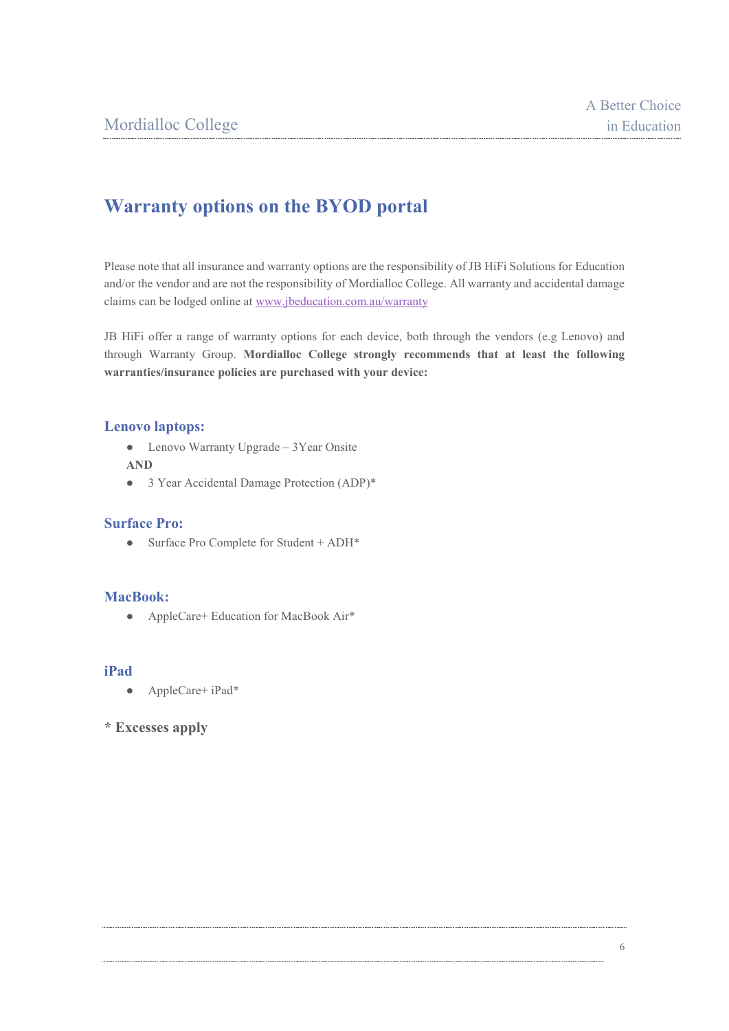# Warranty options on the BYOD portal

Please note that all insurance and warranty options are the responsibility of JB HiFi Solutions for Education and/or the vendor and are not the responsibility of Mordialloc College. All warranty and accidental damage claims can be lodged online at [www.jbeducation.com.au/warranty](http://www.jbeducation.com.au/warranty)

JB HiFi offer a range of warranty options for each device, both through the vendors (e.g Lenovo) and through Warranty Group. **Mordialloc College strongly recommends that at least the following warranties/insurance policies are purchased with your device:**

## Lenovo laptops:

- Lenovo Warranty Upgrade – 3Year Onsite

**AND**

- 3 Year Accidental Damage Protection (ADP)*

## Surface Pro:

- Surface Pro Complete for Student + ADH*

## MacBook:

- AppleCare+ Education for MacBook Air*

## iPad

- AppleCare+ iPad*

**\* Excesses apply**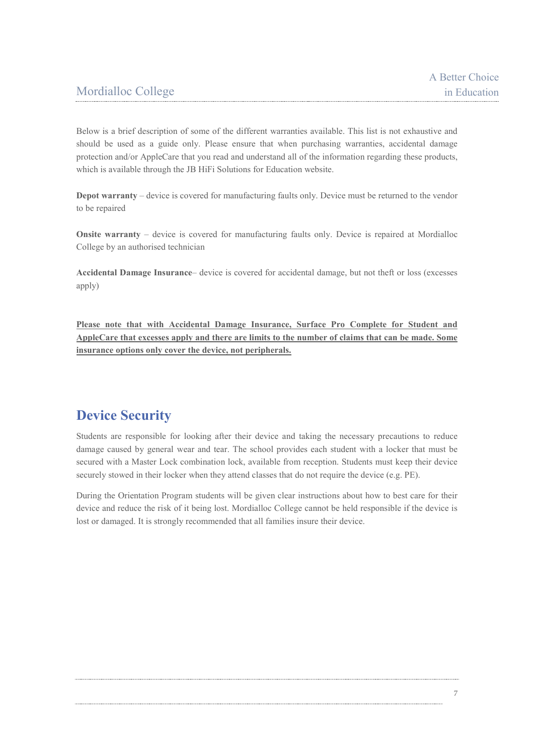Below is a brief description of some of the different warranties available. This list is not exhaustive and should be used as a guide only. Please ensure that when purchasing warranties, accidental damage protection and/or AppleCare that you read and understand all of the information regarding these products, which is available through the JB HiFi Solutions for Education website.

**Depot warranty** – device is covered for manufacturing faults only. Device must be returned to the vendor to be repaired

**Onsite warranty** – device is covered for manufacturing faults only. Device is repaired at Mordialloc College by an authorised technician

**Accidental Damage Insurance**– device is covered for accidental damage, but not theft or loss (excesses apply)

**<u>Please note that with Accidental Damage Insurance, Surface Pro Complete for Student and AppleCare that excesses apply and there are limits to the number of claims that can be made. Some insurance options only cover the device, not peripherals.</u>**

## Device Security

Students are responsible for looking after their device and taking the necessary precautions to reduce damage caused by general wear and tear. The school provides each student with a locker that must be secured with a Master Lock combination lock, available from reception. Students must keep their device securely stowed in their locker when they attend classes that do not require the device (e.g. PE).

During the Orientation Program students will be given clear instructions about how to best care for their device and reduce the risk of it being lost. Mordialloc College cannot be held responsible if the device is lost or damaged. It is strongly recommended that all families insure their device.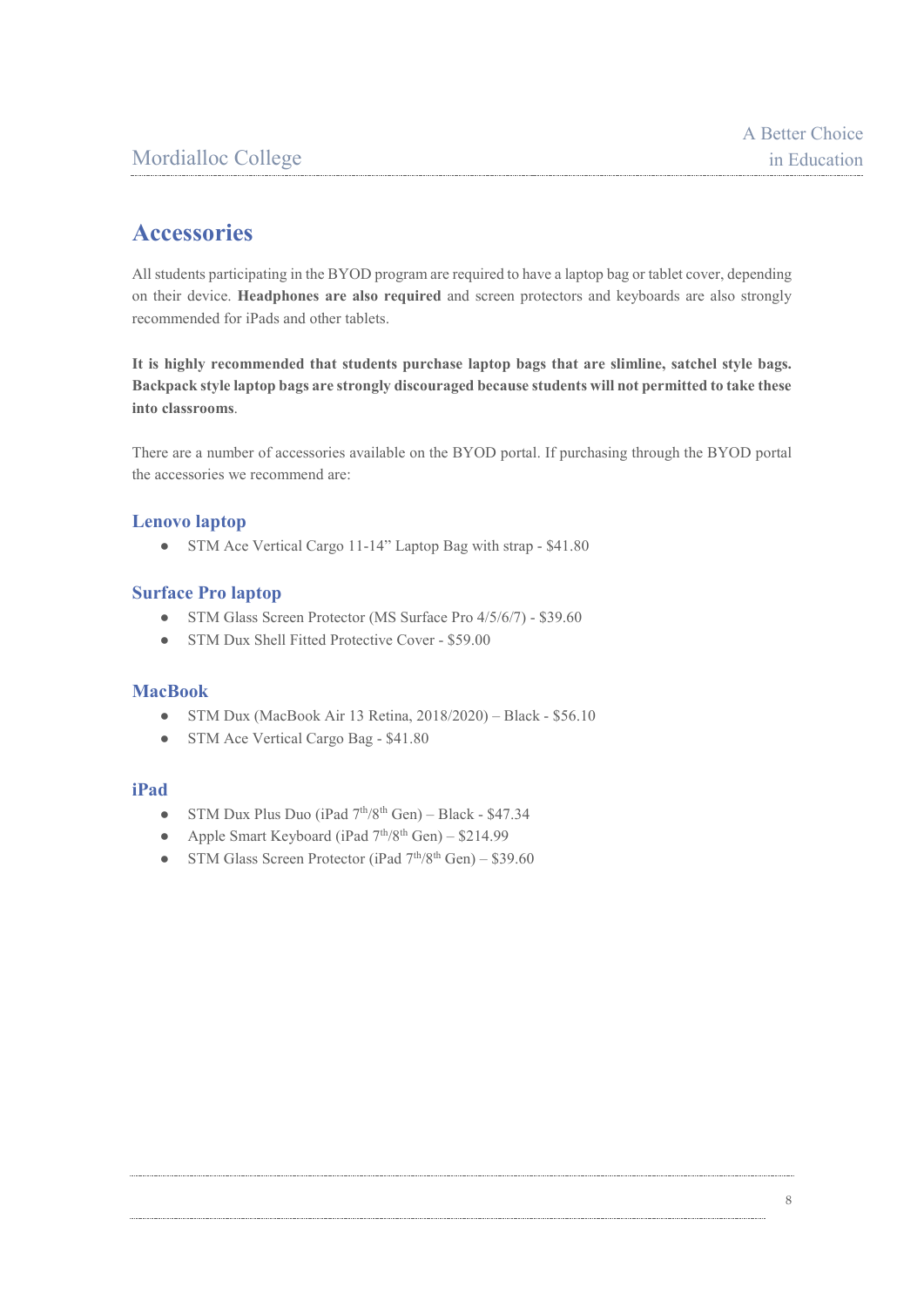## Accessories

All students participating in the BYOD program are required to have a laptop bag or tablet cover, depending on their device. **Headphones are also required** and screen protectors and keyboards are also strongly recommended for iPads and other tablets.

**It is highly recommended that students purchase laptop bags that are slimline, satchel style bags. Backpack style laptop bags are strongly discouraged because students will not permitted to take these into classrooms**.

There are a number of accessories available on the BYOD portal. If purchasing through the BYOD portal the accessories we recommend are:

### Lenovo laptop

- STM Ace Vertical Cargo 11-14" Laptop Bag with strap - $41.80

### Surface Pro laptop

- STM Glass Screen Protector (MS Surface Pro 4/5/6/7) - $39.60
- STM Dux Shell Fitted Protective Cover - $59.00

### MacBook

- STM Dux (MacBook Air 13 Retina, 2018/2020) – Black - $56.10
- STM Ace Vertical Cargo Bag - $41.80

### iPad

- STM Dux Plus Duo (iPad 7th/8th Gen) – Black - $47.34
- Apple Smart Keyboard (iPad 7th/8th Gen) – $214.99
- STM Glass Screen Protector (iPad 7th/8th Gen) – $39.60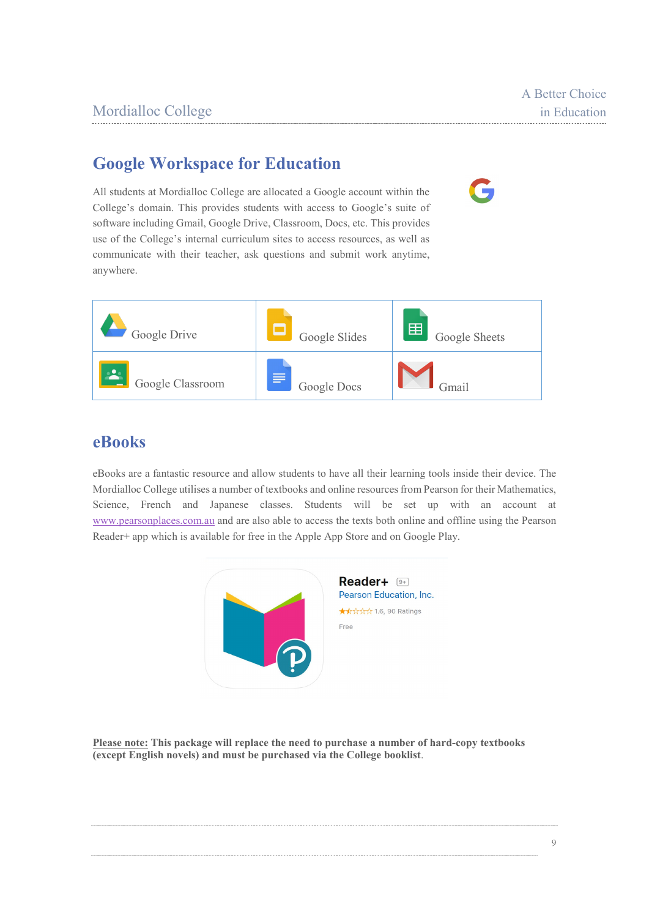## Google Workspace for Education

All students at Mordialloc College are allocated a Google account within the College's domain. This provides students with access to Google's suite of software including Gmail, Google Drive, Classroom, Docs, etc. This provides use of the College's internal curriculum sites to access resources, as well as communicate with their teacher, ask questions and submit work anytime, anywhere.

| Google Drive | Google Slides | Google Sheets |
|---|---|---|
| Google Classroom | Google Docs | Gmail |

## eBooks

eBooks are a fantastic resource and allow students to have all their learning tools inside their device. The Mordialloc College utilises a number of textbooks and online resources from Pearson for their Mathematics, Science, French and Japanese classes. Students will be set up with an account at www.pearsonplaces.com.au and are also able to access the texts both online and offline using the Pearson Reader+ app which is available for free in the Apple App Store and on Google Play.

**Reader+** 9+
Pearson Education, Inc.
1.6, 90 Ratings
Free

**Please note: This package will replace the need to purchase a number of hard-copy textbooks (except English novels) and must be purchased via the College booklist.**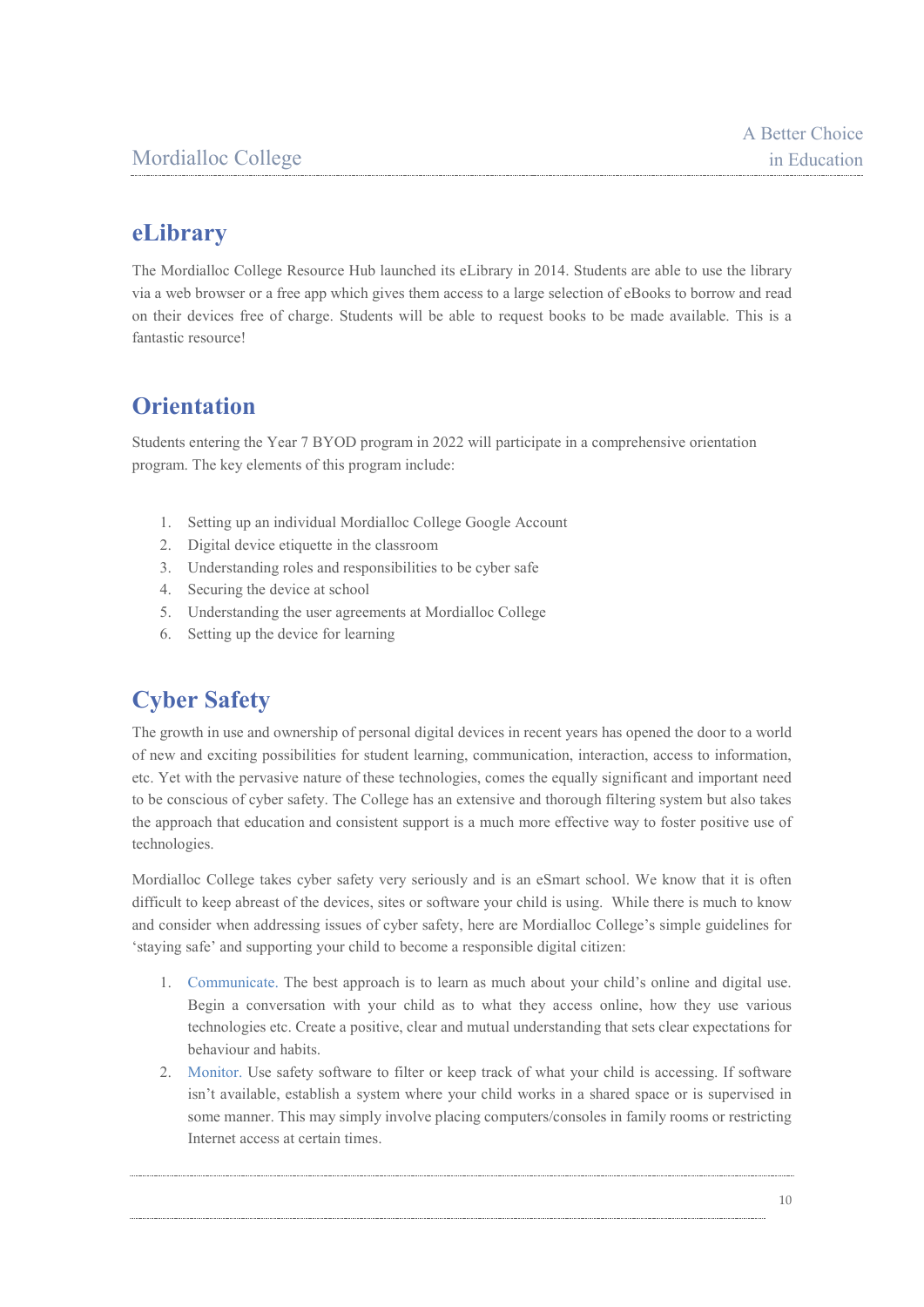## eLibrary

The Mordialloc College Resource Hub launched its eLibrary in 2014. Students are able to use the library via a web browser or a free app which gives them access to a large selection of eBooks to borrow and read on their devices free of charge. Students will be able to request books to be made available. This is a fantastic resource!

## Orientation

Students entering the Year 7 BYOD program in 2022 will participate in a comprehensive orientation program. The key elements of this program include:

1. Setting up an individual Mordialloc College Google Account
2. Digital device etiquette in the classroom
3. Understanding roles and responsibilities to be cyber safe
4. Securing the device at school
5. Understanding the user agreements at Mordialloc College
6. Setting up the device for learning

## Cyber Safety

The growth in use and ownership of personal digital devices in recent years has opened the door to a world of new and exciting possibilities for student learning, communication, interaction, access to information, etc. Yet with the pervasive nature of these technologies, comes the equally significant and important need to be conscious of cyber safety. The College has an extensive and thorough filtering system but also takes the approach that education and consistent support is a much more effective way to foster positive use of technologies.

Mordialloc College takes cyber safety very seriously and is an eSmart school. We know that it is often difficult to keep abreast of the devices, sites or software your child is using. While there is much to know and consider when addressing issues of cyber safety, here are Mordialloc College's simple guidelines for 'staying safe' and supporting your child to become a responsible digital citizen:

1. Communicate. The best approach is to learn as much about your child's online and digital use. Begin a conversation with your child as to what they access online, how they use various technologies etc. Create a positive, clear and mutual understanding that sets clear expectations for behaviour and habits.
2. Monitor. Use safety software to filter or keep track of what your child is accessing. If software isn't available, establish a system where your child works in a shared space or is supervised in some manner. This may simply involve placing computers/consoles in family rooms or restricting Internet access at certain times.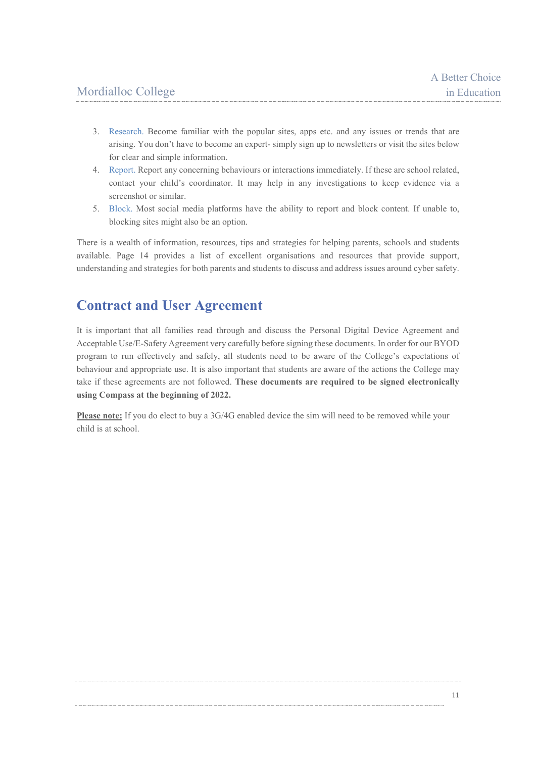3. Research. Become familiar with the popular sites, apps etc. and any issues or trends that are arising. You don't have to become an expert- simply sign up to newsletters or visit the sites below for clear and simple information.
4. Report. Report any concerning behaviours or interactions immediately. If these are school related, contact your child's coordinator. It may help in any investigations to keep evidence via a screenshot or similar.
5. Block. Most social media platforms have the ability to report and block content. If unable to, blocking sites might also be an option.

There is a wealth of information, resources, tips and strategies for helping parents, schools and students available. Page 14 provides a list of excellent organisations and resources that provide support, understanding and strategies for both parents and students to discuss and address issues around cyber safety.

## Contract and User Agreement

It is important that all families read through and discuss the Personal Digital Device Agreement and Acceptable Use/E-Safety Agreement very carefully before signing these documents. In order for our BYOD program to run effectively and safely, all students need to be aware of the College's expectations of behaviour and appropriate use. It is also important that students are aware of the actions the College may take if these agreements are not followed. **These documents are required to be signed electronically using Compass at the beginning of 2022.**

**Please note:** If you do elect to buy a 3G/4G enabled device the sim will need to be removed while your child is at school.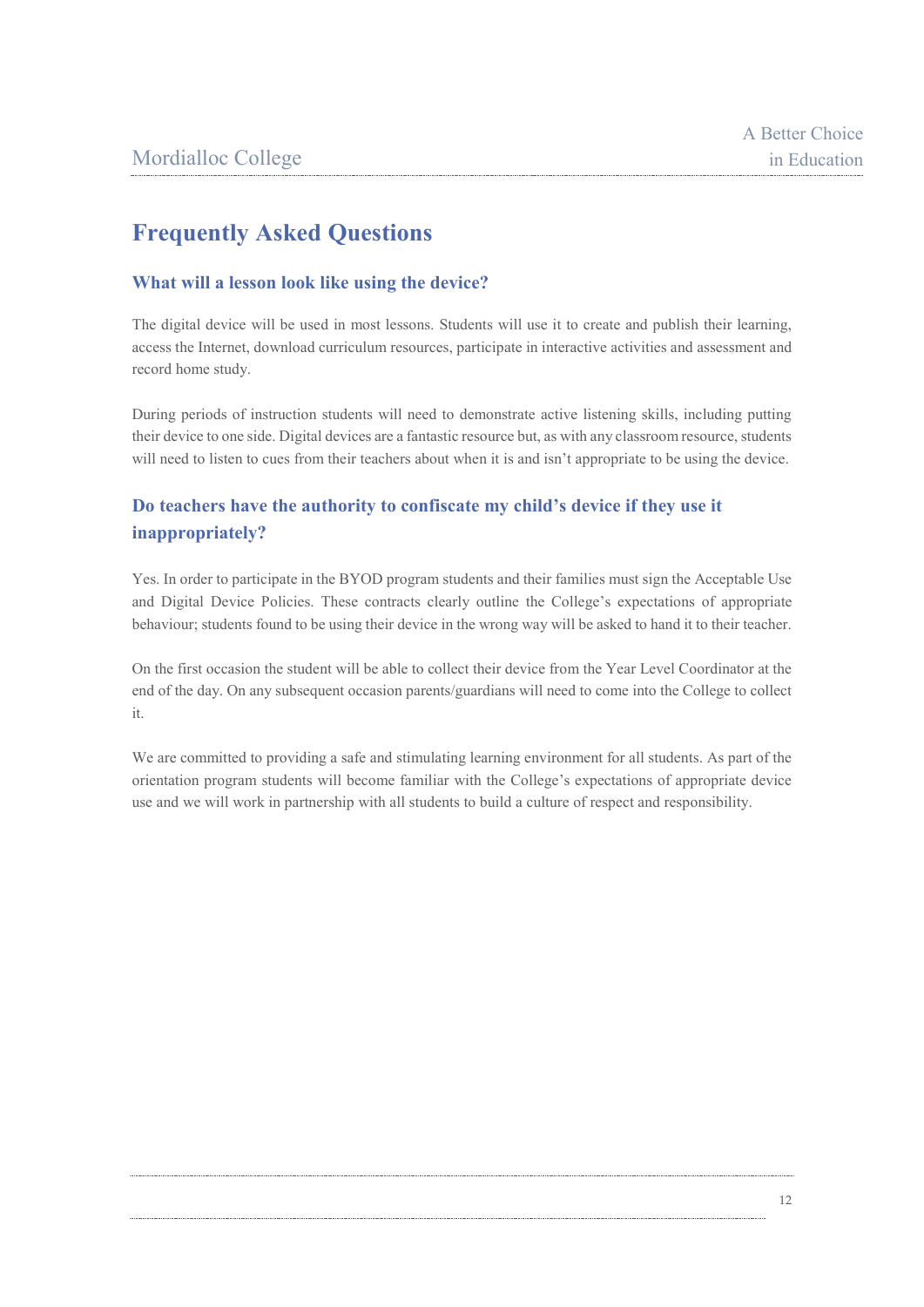# Frequently Asked Questions

## What will a lesson look like using the device?

The digital device will be used in most lessons. Students will use it to create and publish their learning, access the Internet, download curriculum resources, participate in interactive activities and assessment and record home study.

During periods of instruction students will need to demonstrate active listening skills, including putting their device to one side. Digital devices are a fantastic resource but, as with any classroom resource, students will need to listen to cues from their teachers about when it is and isn't appropriate to be using the device.

## Do teachers have the authority to confiscate my child's device if they use it inappropriately?

Yes. In order to participate in the BYOD program students and their families must sign the Acceptable Use and Digital Device Policies. These contracts clearly outline the College's expectations of appropriate behaviour; students found to be using their device in the wrong way will be asked to hand it to their teacher.

On the first occasion the student will be able to collect their device from the Year Level Coordinator at the end of the day. On any subsequent occasion parents/guardians will need to come into the College to collect it.

We are committed to providing a safe and stimulating learning environment for all students. As part of the orientation program students will become familiar with the College's expectations of appropriate device use and we will work in partnership with all students to build a culture of respect and responsibility.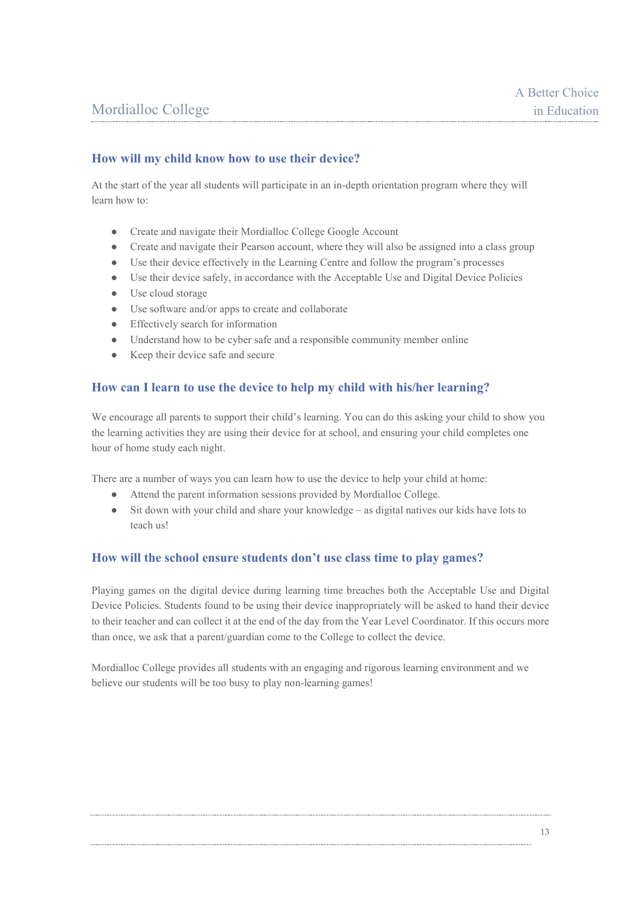### How will my child know how to use their device?

At the start of the year all students will participate in an in-depth orientation program where they will learn how to:

- Create and navigate their Mordialloc College Google Account
- Create and navigate their Pearson account, where they will also be assigned into a class group
- Use their device effectively in the Learning Centre and follow the program's processes
- Use their device safely, in accordance with the Acceptable Use and Digital Device Policies
- Use cloud storage
- Use software and/or apps to create and collaborate
- Effectively search for information
- Understand how to be cyber safe and a responsible community member online
- Keep their device safe and secure

### How can I learn to use the device to help my child with his/her learning?

We encourage all parents to support their child's learning. You can do this asking your child to show you the learning activities they are using their device for at school, and ensuring your child completes one hour of home study each night.

There are a number of ways you can learn how to use the device to help your child at home:

- Attend the parent information sessions provided by Mordialloc College.
- Sit down with your child and share your knowledge – as digital natives our kids have lots to teach us!

### How will the school ensure students don't use class time to play games?

Playing games on the digital device during learning time breaches both the Acceptable Use and Digital Device Policies. Students found to be using their device inappropriately will be asked to hand their device to their teacher and can collect it at the end of the day from the Year Level Coordinator. If this occurs more than once, we ask that a parent/guardian come to the College to collect the device.

Mordialloc College provides all students with an engaging and rigorous learning environment and we believe our students will be too busy to play non-learning games!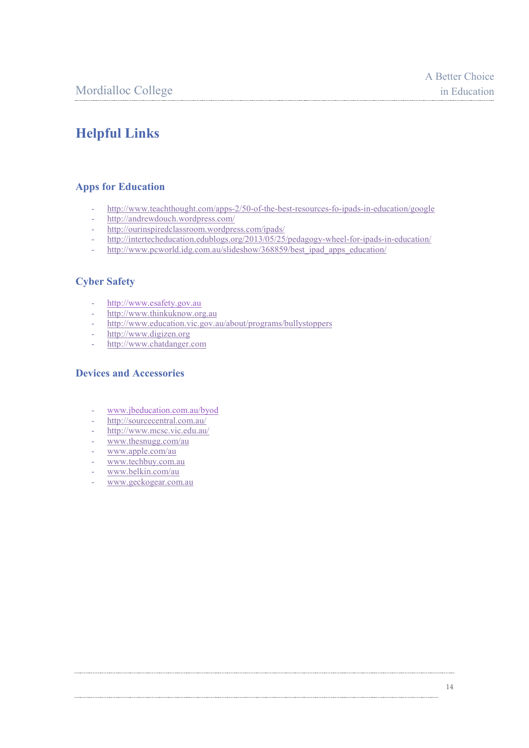# Helpful Links

## Apps for Education

- http://www.teachthought.com/apps-2/50-of-the-best-resources-fo-ipads-in-education/google
- http://andrewdouch.wordpress.com/
- http://ourinspiredclassroom.wordpress.com/ipads/
- http://intertecheducation.edublogs.org/2013/05/25/pedagogy-wheel-for-ipads-in-education/
- http://www.pcworld.idg.com.au/slideshow/368859/best_ipad_apps_education/

## Cyber Safety

- http://www.esafety.gov.au
- http://www.thinkuknow.org.au
- http://www.education.vic.gov.au/about/programs/bullystoppers
- http://www.digizen.org
- http://www.chatdanger.com

## Devices and Accessories

- www.jbeducation.com.au/byod
- http://sourcecentral.com.au/
- http://www.mcsc.vic.edu.au/
- www.thesnugg.com/au
- www.apple.com/au
- www.techbuy.com.au
- www.belkin.com/au
- www.geckogear.com.au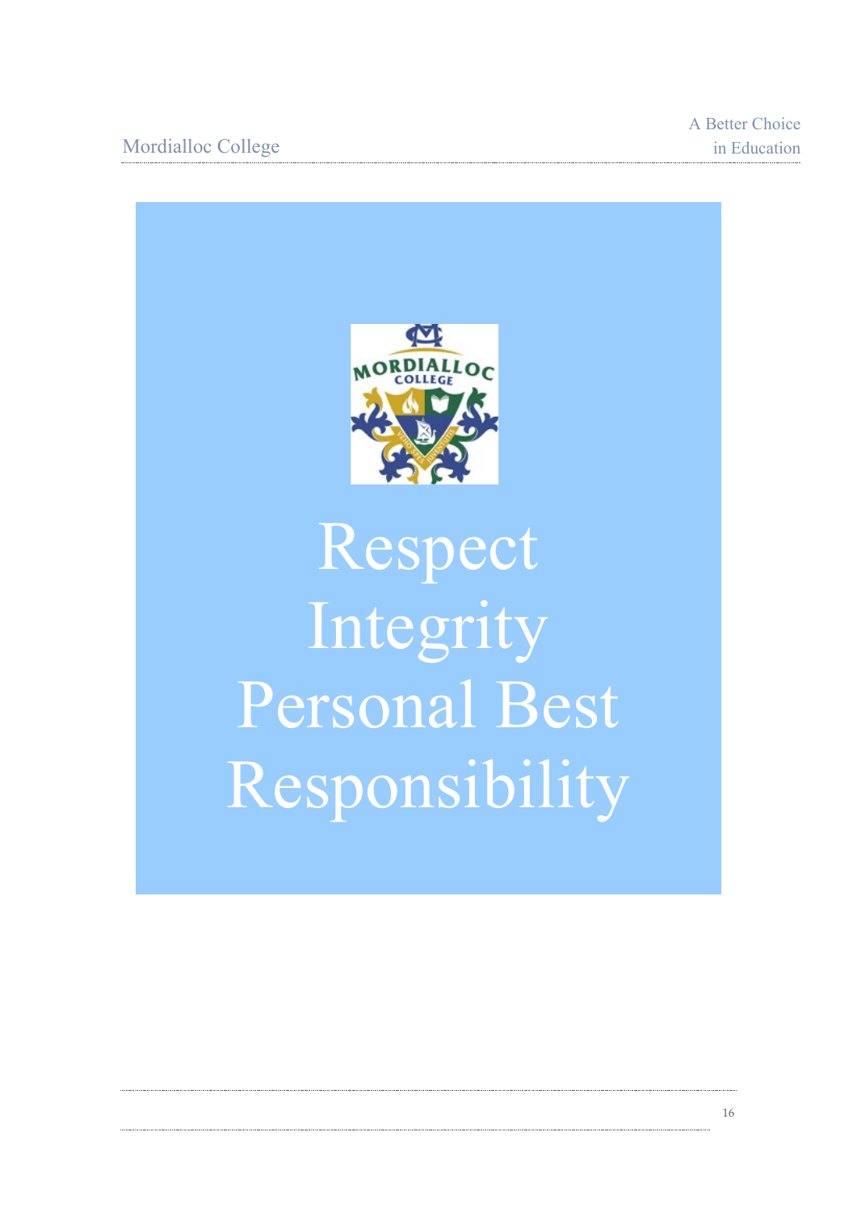Respect

Integrity

Personal Best

Responsibility